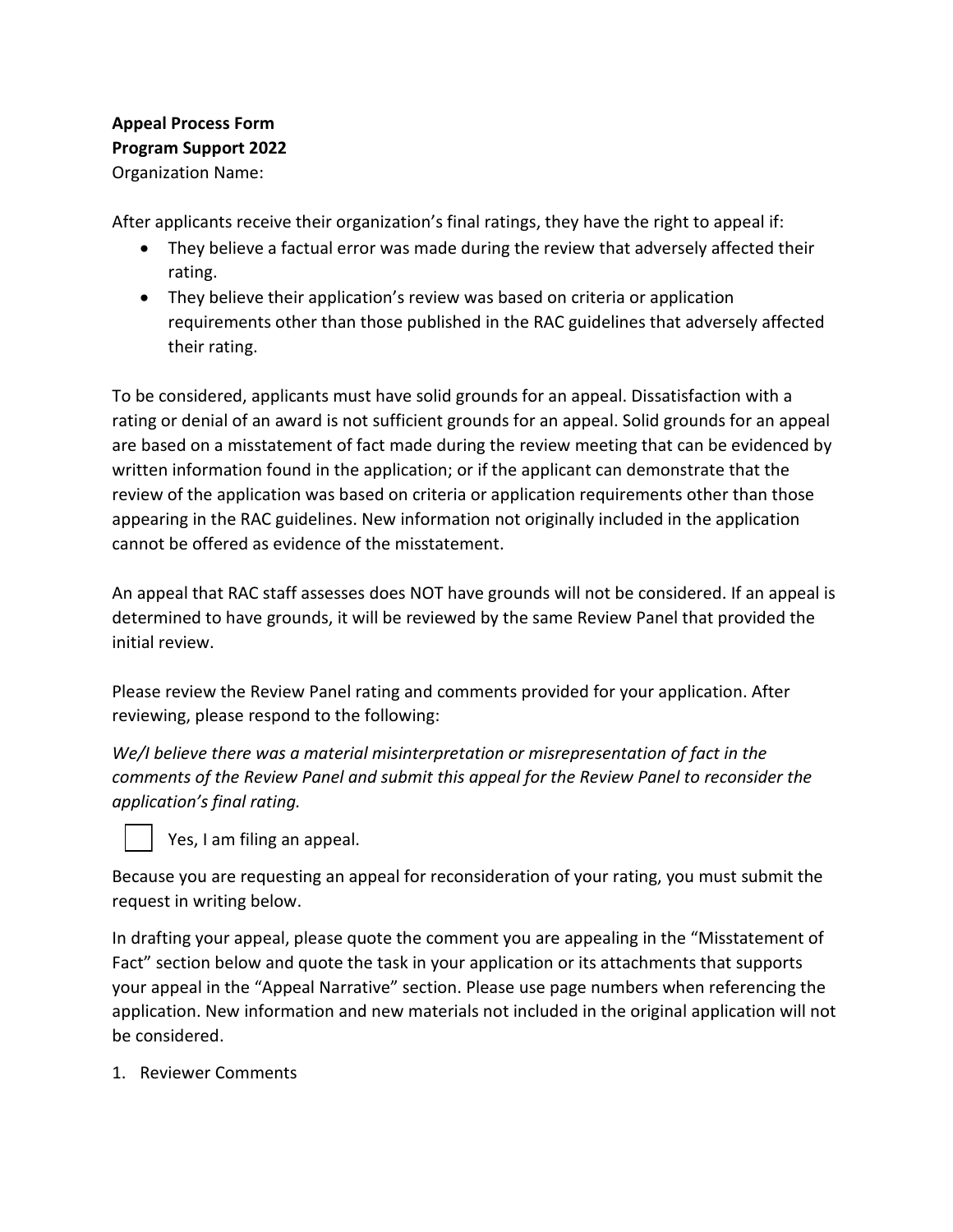**Appeal Process Form**
**Program Support 2022**
Organization Name:

After applicants receive their organization's final ratings, they have the right to appeal if:

- They believe a factual error was made during the review that adversely affected their rating.
- They believe their application's review was based on criteria or application requirements other than those published in the RAC guidelines that adversely affected their rating.

To be considered, applicants must have solid grounds for an appeal. Dissatisfaction with a rating or denial of an award is not sufficient grounds for an appeal. Solid grounds for an appeal are based on a misstatement of fact made during the review meeting that can be evidenced by written information found in the application; or if the applicant can demonstrate that the review of the application was based on criteria or application requirements other than those appearing in the RAC guidelines. New information not originally included in the application cannot be offered as evidence of the misstatement.

An appeal that RAC staff assesses does NOT have grounds will not be considered. If an appeal is determined to have grounds, it will be reviewed by the same Review Panel that provided the initial review.

Please review the Review Panel rating and comments provided for your application. After reviewing, please respond to the following:

*We/I believe there was a material misinterpretation or misrepresentation of fact in the comments of the Review Panel and submit this appeal for the Review Panel to reconsider the application's final rating.*

☐ Yes, I am filing an appeal.

Because you are requesting an appeal for reconsideration of your rating, you must submit the request in writing below.

In drafting your appeal, please quote the comment you are appealing in the "Misstatement of Fact" section below and quote the task in your application or its attachments that supports your appeal in the "Appeal Narrative" section. Please use page numbers when referencing the application. New information and new materials not included in the original application will not be considered.

1. Reviewer Comments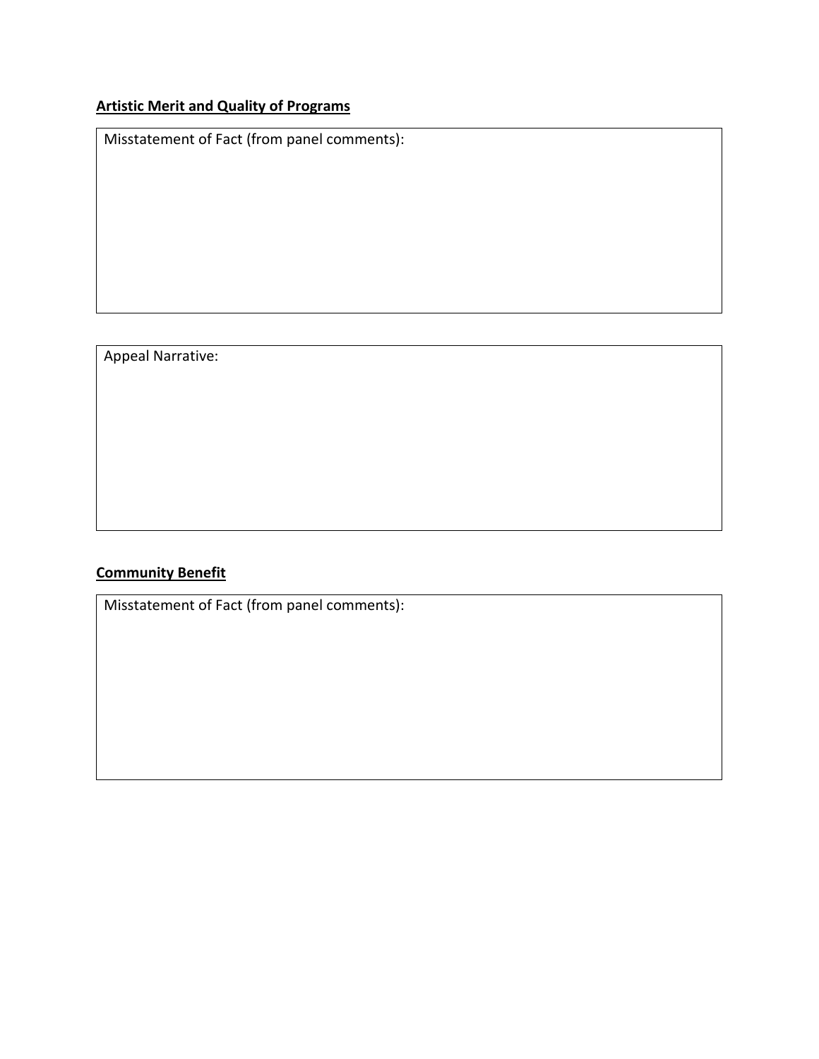**Artistic Merit and Quality of Programs**

| Misstatement of Fact (from panel comments): |
| --- |
| |

| Appeal Narrative: |
| --- |
| |

**Community Benefit**

| Misstatement of Fact (from panel comments): |
| --- |
| |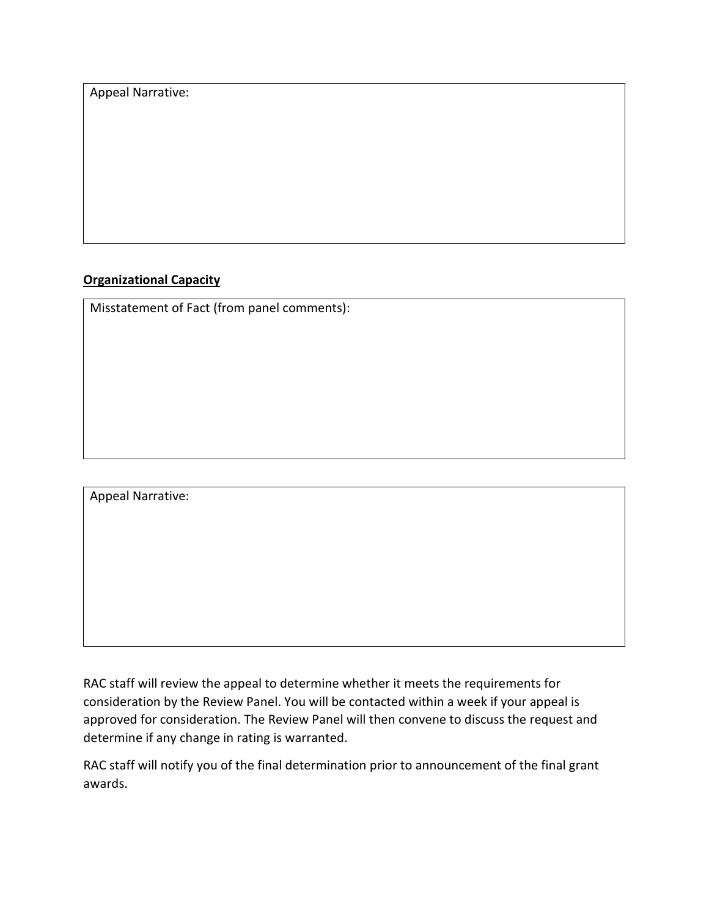Appeal Narrative:

**<u>Organizational Capacity</u>**

Misstatement of Fact (from panel comments):

Appeal Narrative:

RAC staff will review the appeal to determine whether it meets the requirements for consideration by the Review Panel. You will be contacted within a week if your appeal is approved for consideration. The Review Panel will then convene to discuss the request and determine if any change in rating is warranted.

RAC staff will notify you of the final determination prior to announcement of the final grant awards.